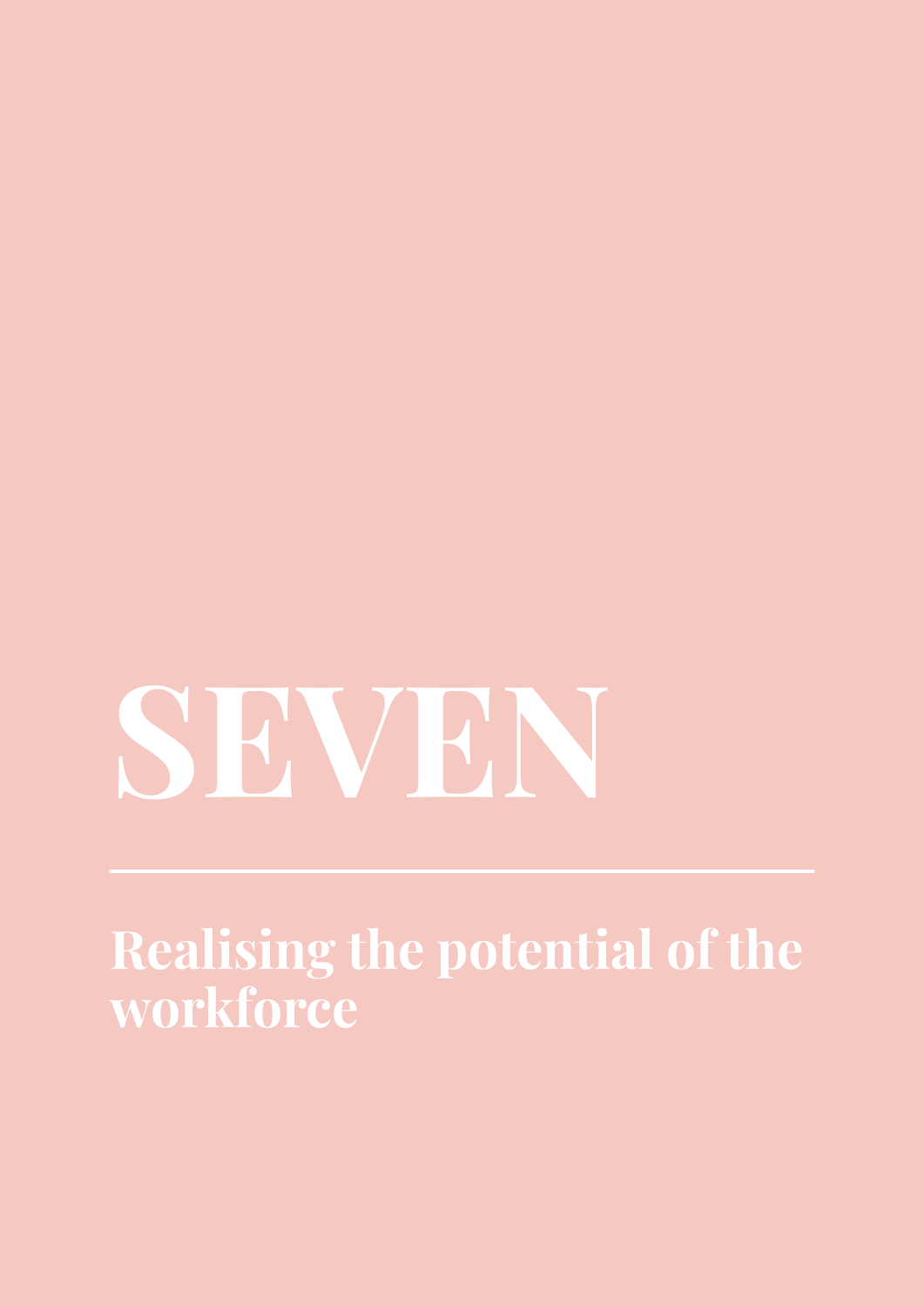# SEVEN

## Realising the potential of the workforce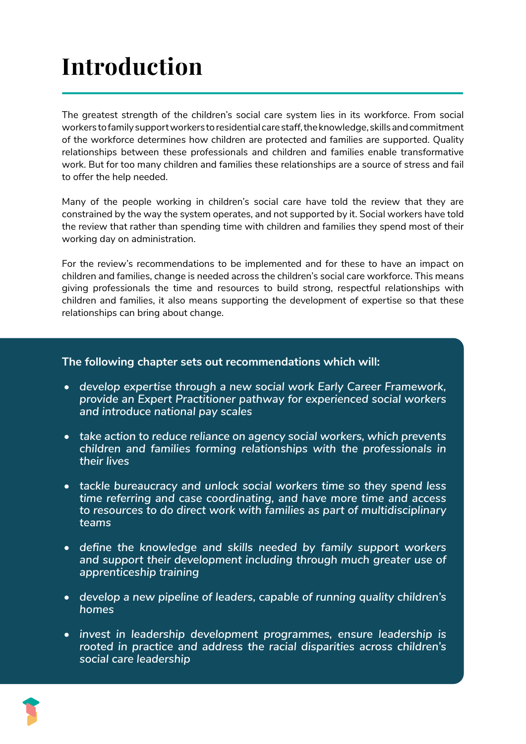# Introduction

The greatest strength of the children's social care system lies in its workforce. From social workers to family support workers to residential care staff, the knowledge, skills and commitment of the workforce determines how children are protected and families are supported. Quality relationships between these professionals and children and families enable transformative work. But for too many children and families these relationships are a source of stress and fail to offer the help needed.

Many of the people working in children's social care have told the review that they are constrained by the way the system operates, and not supported by it. Social workers have told the review that rather than spending time with children and families they spend most of their working day on administration.

For the review's recommendations to be implemented and for these to have an impact on children and families, change is needed across the children's social care workforce. This means giving professionals the time and resources to build strong, respectful relationships with children and families, it also means supporting the development of expertise so that these relationships can bring about change.

**The following chapter sets out recommendations which will:**

- *develop expertise through a new social work Early Career Framework, provide an Expert Practitioner pathway for experienced social workers and introduce national pay scales*
- *take action to reduce reliance on agency social workers, which prevents children and families forming relationships with the professionals in their lives*
- *tackle bureaucracy and unlock social workers time so they spend less time referring and case coordinating, and have more time and access to resources to do direct work with families as part of multidisciplinary teams*
- *define the knowledge and skills needed by family support workers and support their development including through much greater use of apprenticeship training*
- *develop a new pipeline of leaders, capable of running quality children's homes*
- *invest in leadership development programmes, ensure leadership is rooted in practice and address the racial disparities across children's social care leadership*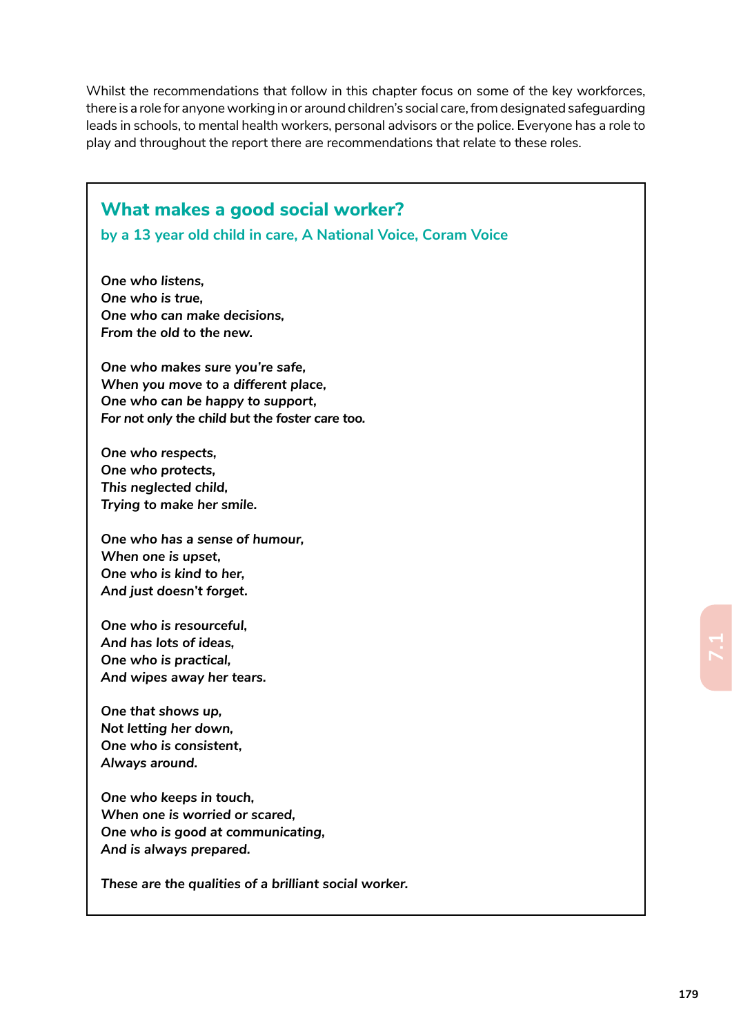Whilst the recommendations that follow in this chapter focus on some of the key workforces, there is a role for anyone working in or around children's social care, from designated safeguarding leads in schools, to mental health workers, personal advisors or the police. Everyone has a role to play and throughout the report there are recommendations that relate to these roles.

## What makes a good social worker?

### by a 13 year old child in care, A National Voice, Coram Voice

***One who listens,***
***One who is true,***
***One who can make decisions,***
***From the old to the new.***

***One who makes sure you're safe,***
***When you move to a different place,***
***One who can be happy to support,***
***For not only the child but the foster care too.***

***One who respects,***
***One who protects,***
***This neglected child,***
***Trying to make her smile.***

***One who has a sense of humour,***
***When one is upset,***
***One who is kind to her,***
***And just doesn't forget.***

***One who is resourceful,***
***And has lots of ideas,***
***One who is practical,***
***And wipes away her tears.***

***One that shows up,***
***Not letting her down,***
***One who is consistent,***
***Always around.***

***One who keeps in touch,***
***When one is worried or scared,***
***One who is good at communicating,***
***And is always prepared.***

***These are the qualities of a brilliant social worker.***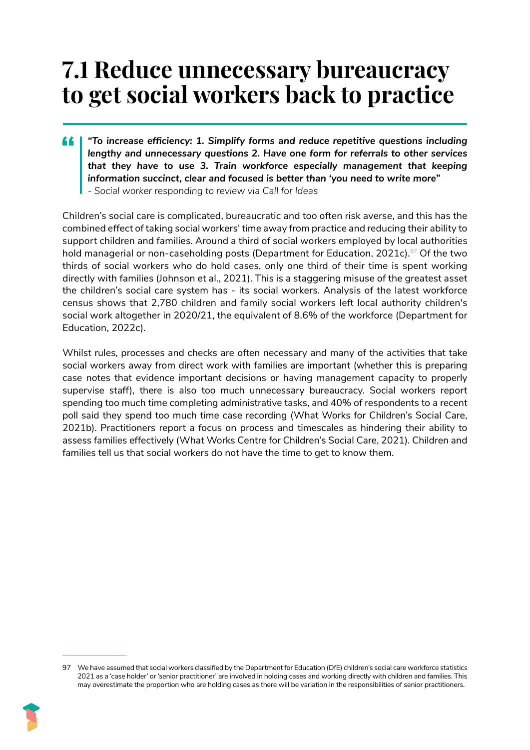# 7.1 Reduce unnecessary bureaucracy to get social workers back to practice

> ***"To increase efficiency: 1. Simplify forms and reduce repetitive questions including lengthy and unnecessary questions 2. Have one form for referrals to other services that they have to use 3. Train workforce especially management that keeping information succinct, clear and focused is better than 'you need to write more"***
> *- Social worker responding to review via Call for Ideas*

Children's social care is complicated, bureaucratic and too often risk averse, and this has the combined effect of taking social workers' time away from practice and reducing their ability to support children and families. Around a third of social workers employed by local authorities hold managerial or non-caseholding posts (Department for Education, 2021c).[97] Of the two thirds of social workers who do hold cases, only one third of their time is spent working directly with families (Johnson et al., 2021). This is a staggering misuse of the greatest asset the children's social care system has - its social workers. Analysis of the latest workforce census shows that 2,780 children and family social workers left local authority children's social work altogether in 2020/21, the equivalent of 8.6% of the workforce (Department for Education, 2022c).

Whilst rules, processes and checks are often necessary and many of the activities that take social workers away from direct work with families are important (whether this is preparing case notes that evidence important decisions or having management capacity to properly supervise staff), there is also too much unnecessary bureaucracy. Social workers report spending too much time completing administrative tasks, and 40% of respondents to a recent poll said they spend too much time case recording (What Works for Children's Social Care, 2021b). Practitioners report a focus on process and timescales as hindering their ability to assess families effectively (What Works Centre for Children's Social Care, 2021). Children and families tell us that social workers do not have the time to get to know them.

---

97 We have assumed that social workers classified by the Department for Education (DfE) children's social care workforce statistics 2021 as a 'case holder' or 'senior practitioner' are involved in holding cases and working directly with children and families. This may overestimate the proportion who are holding cases as there will be variation in the responsibilities of senior practitioners.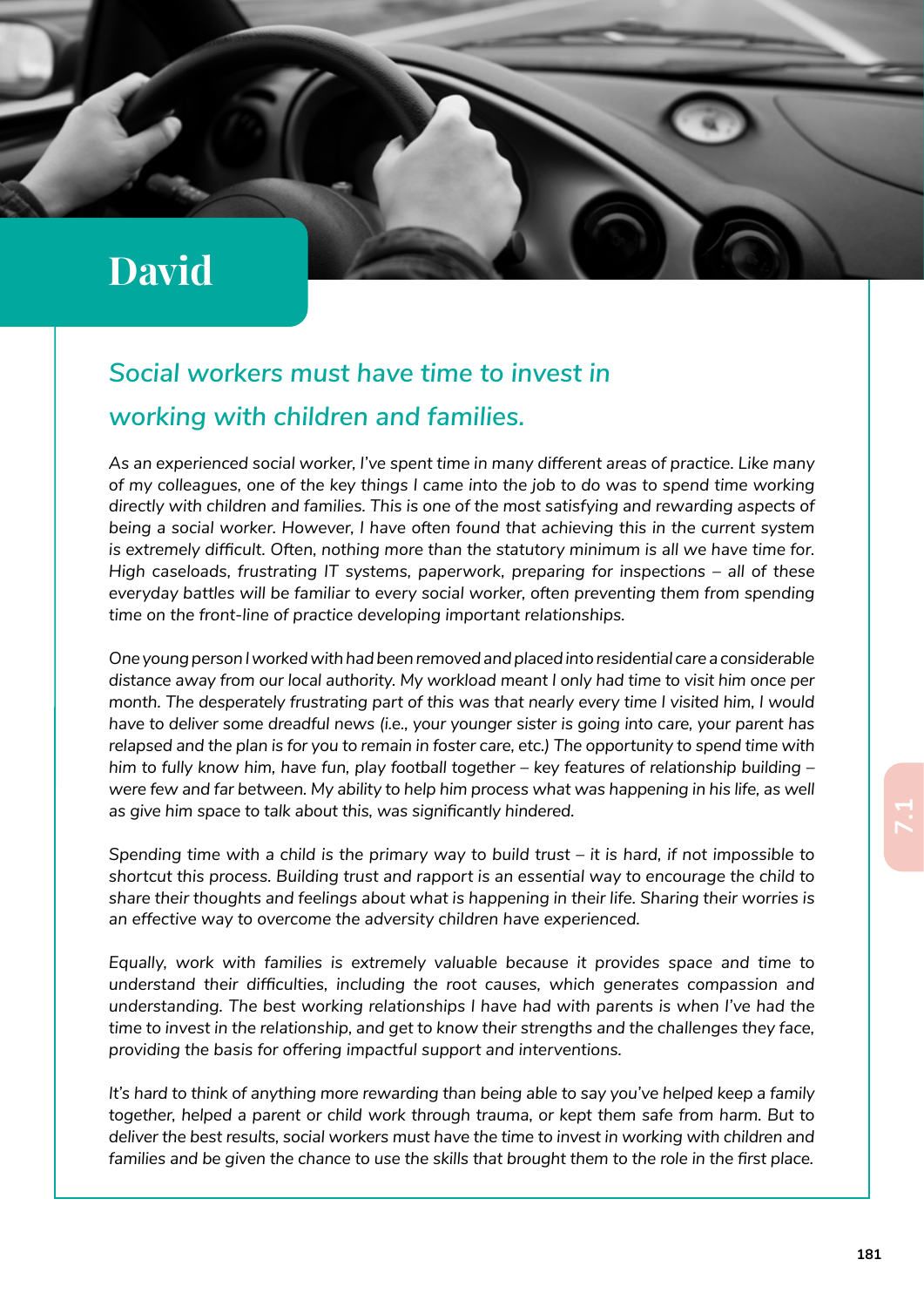# David

## *Social workers must have time to invest in working with children and families.*

*As an experienced social worker, I've spent time in many different areas of practice. Like many of my colleagues, one of the key things I came into the job to do was to spend time working directly with children and families. This is one of the most satisfying and rewarding aspects of being a social worker. However, I have often found that achieving this in the current system is extremely difficult. Often, nothing more than the statutory minimum is all we have time for. High caseloads, frustrating IT systems, paperwork, preparing for inspections – all of these everyday battles will be familiar to every social worker, often preventing them from spending time on the front-line of practice developing important relationships.*

*One young person I worked with had been removed and placed into residential care a considerable distance away from our local authority. My workload meant I only had time to visit him once per month. The desperately frustrating part of this was that nearly every time I visited him, I would have to deliver some dreadful news (i.e., your younger sister is going into care, your parent has relapsed and the plan is for you to remain in foster care, etc.) The opportunity to spend time with him to fully know him, have fun, play football together – key features of relationship building – were few and far between. My ability to help him process what was happening in his life, as well as give him space to talk about this, was significantly hindered.*

*Spending time with a child is the primary way to build trust – it is hard, if not impossible to shortcut this process. Building trust and rapport is an essential way to encourage the child to share their thoughts and feelings about what is happening in their life. Sharing their worries is an effective way to overcome the adversity children have experienced.*

*Equally, work with families is extremely valuable because it provides space and time to understand their difficulties, including the root causes, which generates compassion and understanding. The best working relationships I have had with parents is when I've had the time to invest in the relationship, and get to know their strengths and the challenges they face, providing the basis for offering impactful support and interventions.*

*It's hard to think of anything more rewarding than being able to say you've helped keep a family together, helped a parent or child work through trauma, or kept them safe from harm. But to deliver the best results, social workers must have the time to invest in working with children and families and be given the chance to use the skills that brought them to the role in the first place.*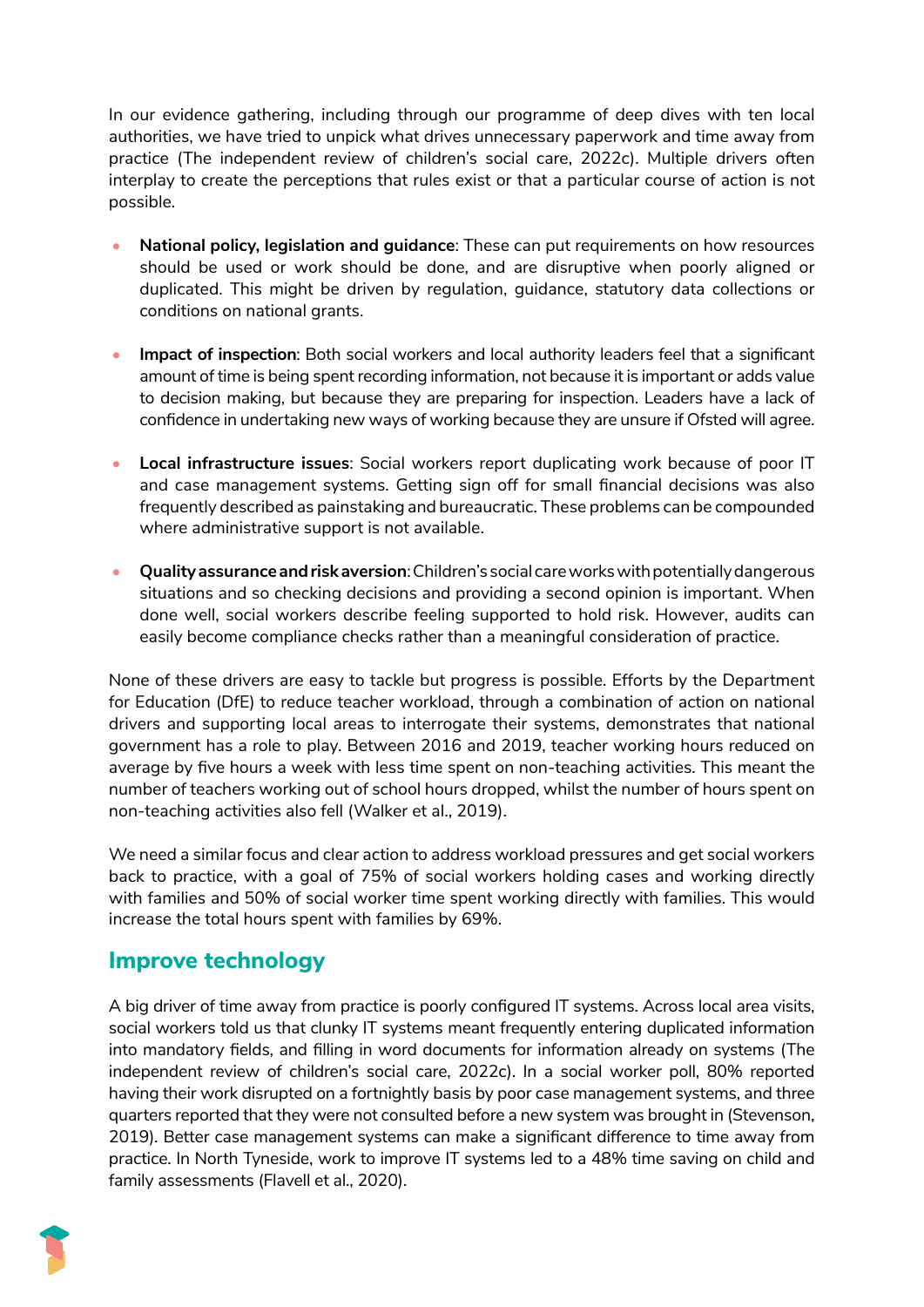In our evidence gathering, including through our programme of deep dives with ten local authorities, we have tried to unpick what drives unnecessary paperwork and time away from practice (The independent review of children's social care, 2022c). Multiple drivers often interplay to create the perceptions that rules exist or that a particular course of action is not possible.

- **National policy, legislation and guidance**: These can put requirements on how resources should be used or work should be done, and are disruptive when poorly aligned or duplicated. This might be driven by regulation, guidance, statutory data collections or conditions on national grants.

- **Impact of inspection**: Both social workers and local authority leaders feel that a significant amount of time is being spent recording information, not because it is important or adds value to decision making, but because they are preparing for inspection. Leaders have a lack of confidence in undertaking new ways of working because they are unsure if Ofsted will agree.

- **Local infrastructure issues**: Social workers report duplicating work because of poor IT and case management systems. Getting sign off for small financial decisions was also frequently described as painstaking and bureaucratic. These problems can be compounded where administrative support is not available.

- **Quality assurance and risk aversion**: Children's social care works with potentially dangerous situations and so checking decisions and providing a second opinion is important. When done well, social workers describe feeling supported to hold risk. However, audits can easily become compliance checks rather than a meaningful consideration of practice.

None of these drivers are easy to tackle but progress is possible. Efforts by the Department for Education (DfE) to reduce teacher workload, through a combination of action on national drivers and supporting local areas to interrogate their systems, demonstrates that national government has a role to play. Between 2016 and 2019, teacher working hours reduced on average by five hours a week with less time spent on non-teaching activities. This meant the number of teachers working out of school hours dropped, whilst the number of hours spent on non-teaching activities also fell (Walker et al., 2019).

We need a similar focus and clear action to address workload pressures and get social workers back to practice, with a goal of 75% of social workers holding cases and working directly with families and 50% of social worker time spent working directly with families. This would increase the total hours spent with families by 69%.

## Improve technology

A big driver of time away from practice is poorly configured IT systems. Across local area visits, social workers told us that clunky IT systems meant frequently entering duplicated information into mandatory fields, and filling in word documents for information already on systems (The independent review of children's social care, 2022c). In a social worker poll, 80% reported having their work disrupted on a fortnightly basis by poor case management systems, and three quarters reported that they were not consulted before a new system was brought in (Stevenson, 2019). Better case management systems can make a significant difference to time away from practice. In North Tyneside, work to improve IT systems led to a 48% time saving on child and family assessments (Flavell et al., 2020).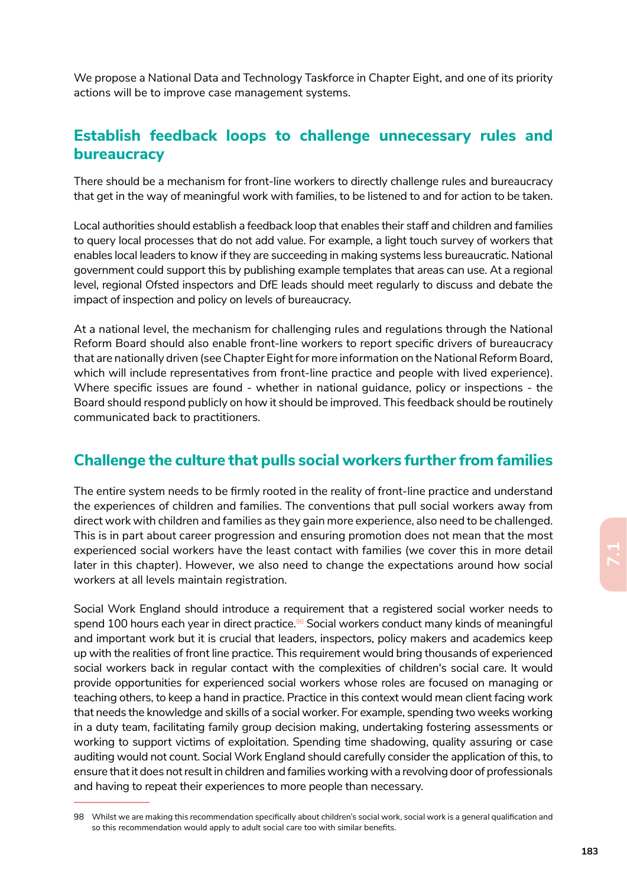We propose a National Data and Technology Taskforce in Chapter Eight, and one of its priority actions will be to improve case management systems.

## Establish feedback loops to challenge unnecessary rules and bureaucracy

There should be a mechanism for front-line workers to directly challenge rules and bureaucracy that get in the way of meaningful work with families, to be listened to and for action to be taken.

Local authorities should establish a feedback loop that enables their staff and children and families to query local processes that do not add value. For example, a light touch survey of workers that enables local leaders to know if they are succeeding in making systems less bureaucratic. National government could support this by publishing example templates that areas can use. At a regional level, regional Ofsted inspectors and DfE leads should meet regularly to discuss and debate the impact of inspection and policy on levels of bureaucracy.

At a national level, the mechanism for challenging rules and regulations through the National Reform Board should also enable front-line workers to report specific drivers of bureaucracy that are nationally driven (see Chapter Eight for more information on the National Reform Board, which will include representatives from front-line practice and people with lived experience). Where specific issues are found - whether in national guidance, policy or inspections - the Board should respond publicly on how it should be improved. This feedback should be routinely communicated back to practitioners.

## Challenge the culture that pulls social workers further from families

The entire system needs to be firmly rooted in the reality of front-line practice and understand the experiences of children and families. The conventions that pull social workers away from direct work with children and families as they gain more experience, also need to be challenged. This is in part about career progression and ensuring promotion does not mean that the most experienced social workers have the least contact with families (we cover this in more detail later in this chapter). However, we also need to change the expectations around how social workers at all levels maintain registration.

Social Work England should introduce a requirement that a registered social worker needs to spend 100 hours each year in direct practice.[98] Social workers conduct many kinds of meaningful and important work but it is crucial that leaders, inspectors, policy makers and academics keep up with the realities of front line practice. This requirement would bring thousands of experienced social workers back in regular contact with the complexities of children's social care. It would provide opportunities for experienced social workers whose roles are focused on managing or teaching others, to keep a hand in practice. Practice in this context would mean client facing work that needs the knowledge and skills of a social worker. For example, spending two weeks working in a duty team, facilitating family group decision making, undertaking fostering assessments or working to support victims of exploitation. Spending time shadowing, quality assuring or case auditing would not count. Social Work England should carefully consider the application of this, to ensure that it does not result in children and families working with a revolving door of professionals and having to repeat their experiences to more people than necessary.

98 Whilst we are making this recommendation specifically about children's social work, social work is a general qualification and so this recommendation would apply to adult social care too with similar benefits.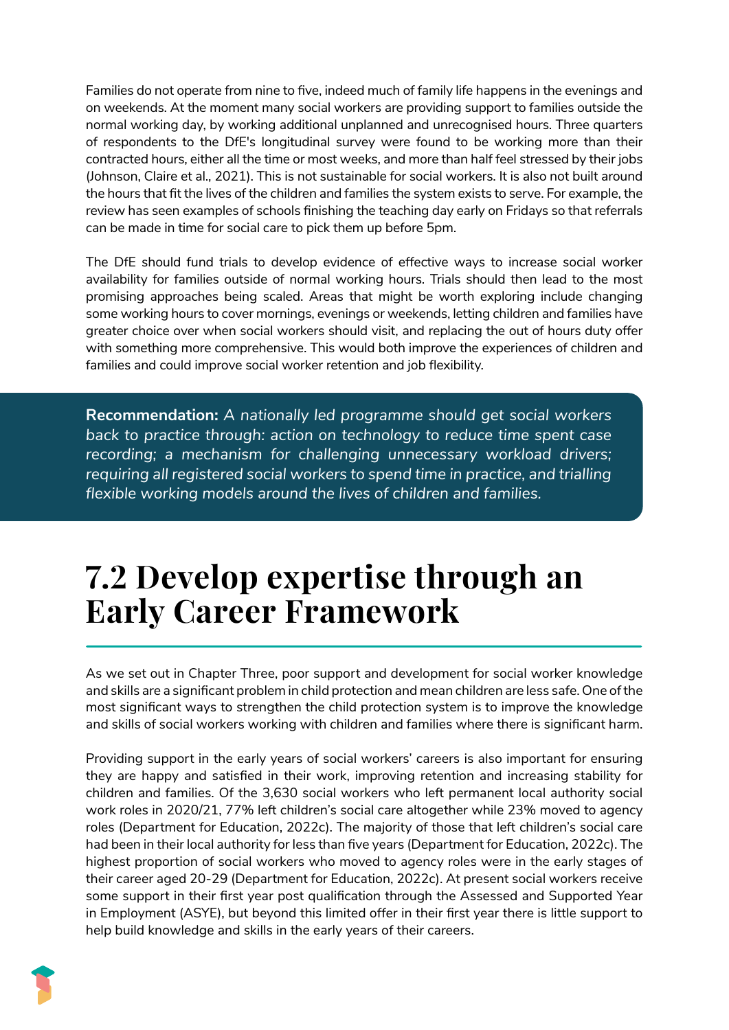Families do not operate from nine to five, indeed much of family life happens in the evenings and on weekends. At the moment many social workers are providing support to families outside the normal working day, by working additional unplanned and unrecognised hours. Three quarters of respondents to the DfE's longitudinal survey were found to be working more than their contracted hours, either all the time or most weeks, and more than half feel stressed by their jobs (Johnson, Claire et al., 2021). This is not sustainable for social workers. It is also not built around the hours that fit the lives of the children and families the system exists to serve. For example, the review has seen examples of schools finishing the teaching day early on Fridays so that referrals can be made in time for social care to pick them up before 5pm.

The DfE should fund trials to develop evidence of effective ways to increase social worker availability for families outside of normal working hours. Trials should then lead to the most promising approaches being scaled. Areas that might be worth exploring include changing some working hours to cover mornings, evenings or weekends, letting children and families have greater choice over when social workers should visit, and replacing the out of hours duty offer with something more comprehensive. This would both improve the experiences of children and families and could improve social worker retention and job flexibility.

> **Recommendation:** *A nationally led programme should get social workers back to practice through: action on technology to reduce time spent case recording; a mechanism for challenging unnecessary workload drivers; requiring all registered social workers to spend time in practice, and trialling flexible working models around the lives of children and families.*

# 7.2 Develop expertise through an Early Career Framework

As we set out in Chapter Three, poor support and development for social worker knowledge and skills are a significant problem in child protection and mean children are less safe. One of the most significant ways to strengthen the child protection system is to improve the knowledge and skills of social workers working with children and families where there is significant harm.

Providing support in the early years of social workers' careers is also important for ensuring they are happy and satisfied in their work, improving retention and increasing stability for children and families. Of the 3,630 social workers who left permanent local authority social work roles in 2020/21, 77% left children's social care altogether while 23% moved to agency roles (Department for Education, 2022c). The majority of those that left children's social care had been in their local authority for less than five years (Department for Education, 2022c). The highest proportion of social workers who moved to agency roles were in the early stages of their career aged 20-29 (Department for Education, 2022c). At present social workers receive some support in their first year post qualification through the Assessed and Supported Year in Employment (ASYE), but beyond this limited offer in their first year there is little support to help build knowledge and skills in the early years of their careers.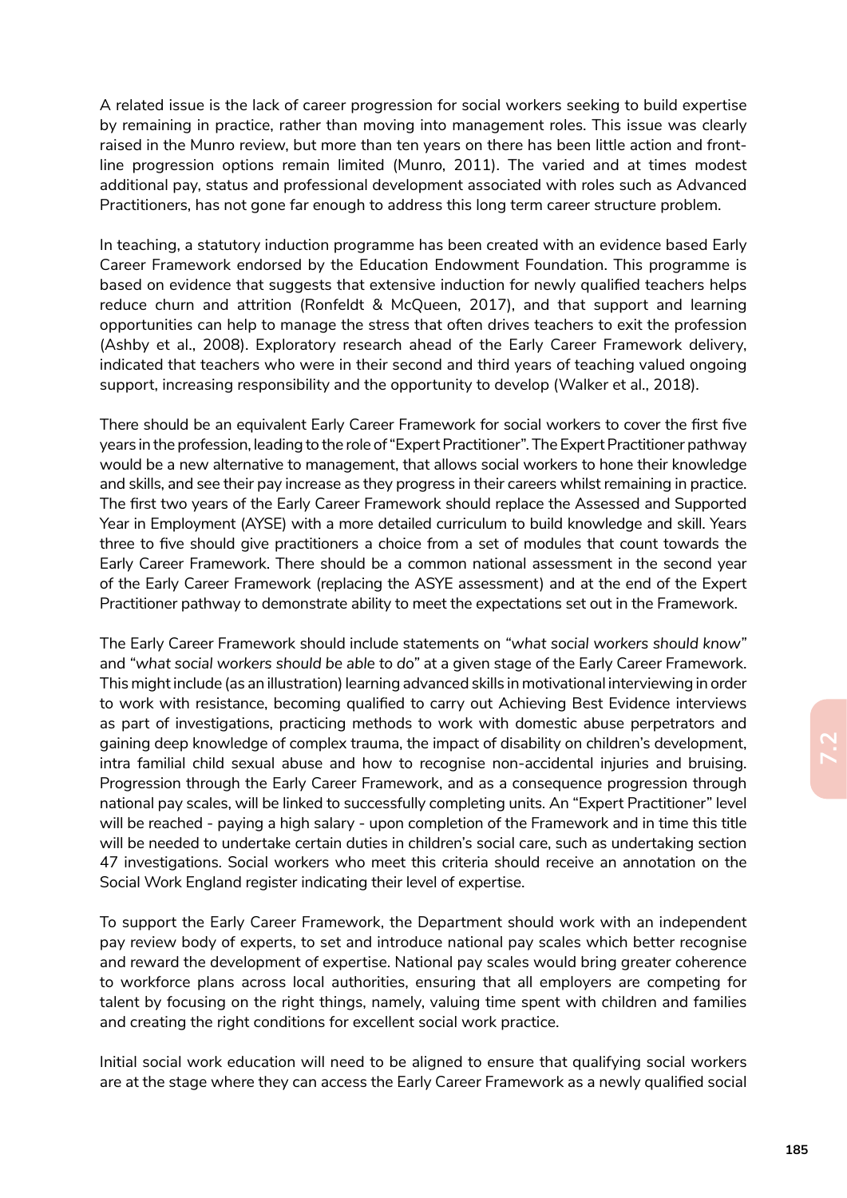A related issue is the lack of career progression for social workers seeking to build expertise by remaining in practice, rather than moving into management roles. This issue was clearly raised in the Munro review, but more than ten years on there has been little action and front-line progression options remain limited (Munro, 2011). The varied and at times modest additional pay, status and professional development associated with roles such as Advanced Practitioners, has not gone far enough to address this long term career structure problem.

In teaching, a statutory induction programme has been created with an evidence based Early Career Framework endorsed by the Education Endowment Foundation. This programme is based on evidence that suggests that extensive induction for newly qualified teachers helps reduce churn and attrition (Ronfeldt & McQueen, 2017), and that support and learning opportunities can help to manage the stress that often drives teachers to exit the profession (Ashby et al., 2008). Exploratory research ahead of the Early Career Framework delivery, indicated that teachers who were in their second and third years of teaching valued ongoing support, increasing responsibility and the opportunity to develop (Walker et al., 2018).

There should be an equivalent Early Career Framework for social workers to cover the first five years in the profession, leading to the role of "Expert Practitioner". The Expert Practitioner pathway would be a new alternative to management, that allows social workers to hone their knowledge and skills, and see their pay increase as they progress in their careers whilst remaining in practice. The first two years of the Early Career Framework should replace the Assessed and Supported Year in Employment (AYSE) with a more detailed curriculum to build knowledge and skill. Years three to five should give practitioners a choice from a set of modules that count towards the Early Career Framework. There should be a common national assessment in the second year of the Early Career Framework (replacing the ASYE assessment) and at the end of the Expert Practitioner pathway to demonstrate ability to meet the expectations set out in the Framework.

The Early Career Framework should include statements on "*what social workers should know*" and "*what social workers should be able to do*" at a given stage of the Early Career Framework. This might include (as an illustration) learning advanced skills in motivational interviewing in order to work with resistance, becoming qualified to carry out Achieving Best Evidence interviews as part of investigations, practicing methods to work with domestic abuse perpetrators and gaining deep knowledge of complex trauma, the impact of disability on children's development, intra familial child sexual abuse and how to recognise non-accidental injuries and bruising. Progression through the Early Career Framework, and as a consequence progression through national pay scales, will be linked to successfully completing units. An "Expert Practitioner" level will be reached - paying a high salary - upon completion of the Framework and in time this title will be needed to undertake certain duties in children's social care, such as undertaking section 47 investigations. Social workers who meet this criteria should receive an annotation on the Social Work England register indicating their level of expertise.

To support the Early Career Framework, the Department should work with an independent pay review body of experts, to set and introduce national pay scales which better recognise and reward the development of expertise. National pay scales would bring greater coherence to workforce plans across local authorities, ensuring that all employers are competing for talent by focusing on the right things, namely, valuing time spent with children and families and creating the right conditions for excellent social work practice.

Initial social work education will need to be aligned to ensure that qualifying social workers are at the stage where they can access the Early Career Framework as a newly qualified social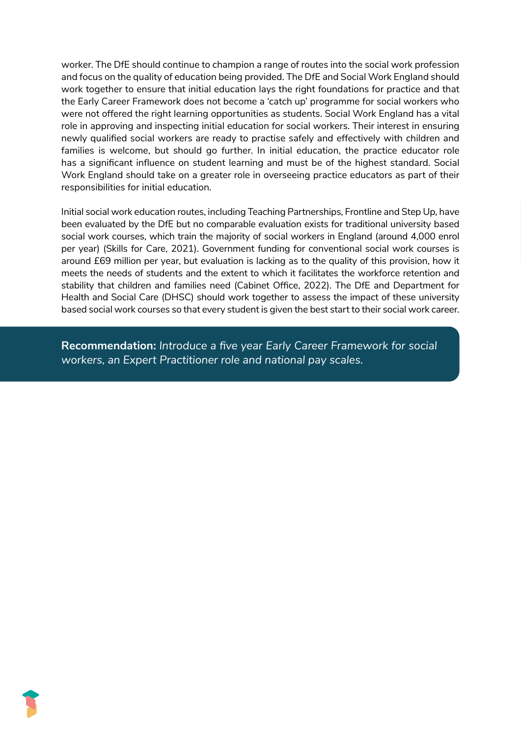worker. The DfE should continue to champion a range of routes into the social work profession and focus on the quality of education being provided. The DfE and Social Work England should work together to ensure that initial education lays the right foundations for practice and that the Early Career Framework does not become a 'catch up' programme for social workers who were not offered the right learning opportunities as students. Social Work England has a vital role in approving and inspecting initial education for social workers. Their interest in ensuring newly qualified social workers are ready to practise safely and effectively with children and families is welcome, but should go further. In initial education, the practice educator role has a significant influence on student learning and must be of the highest standard. Social Work England should take on a greater role in overseeing practice educators as part of their responsibilities for initial education.

Initial social work education routes, including Teaching Partnerships, Frontline and Step Up, have been evaluated by the DfE but no comparable evaluation exists for traditional university based social work courses, which train the majority of social workers in England (around 4,000 enrol per year) (Skills for Care, 2021). Government funding for conventional social work courses is around £69 million per year, but evaluation is lacking as to the quality of this provision, how it meets the needs of students and the extent to which it facilitates the workforce retention and stability that children and families need (Cabinet Office, 2022). The DfE and Department for Health and Social Care (DHSC) should work together to assess the impact of these university based social work courses so that every student is given the best start to their social work career.

**Recommendation:** *Introduce a five year Early Career Framework for social workers, an Expert Practitioner role and national pay scales.*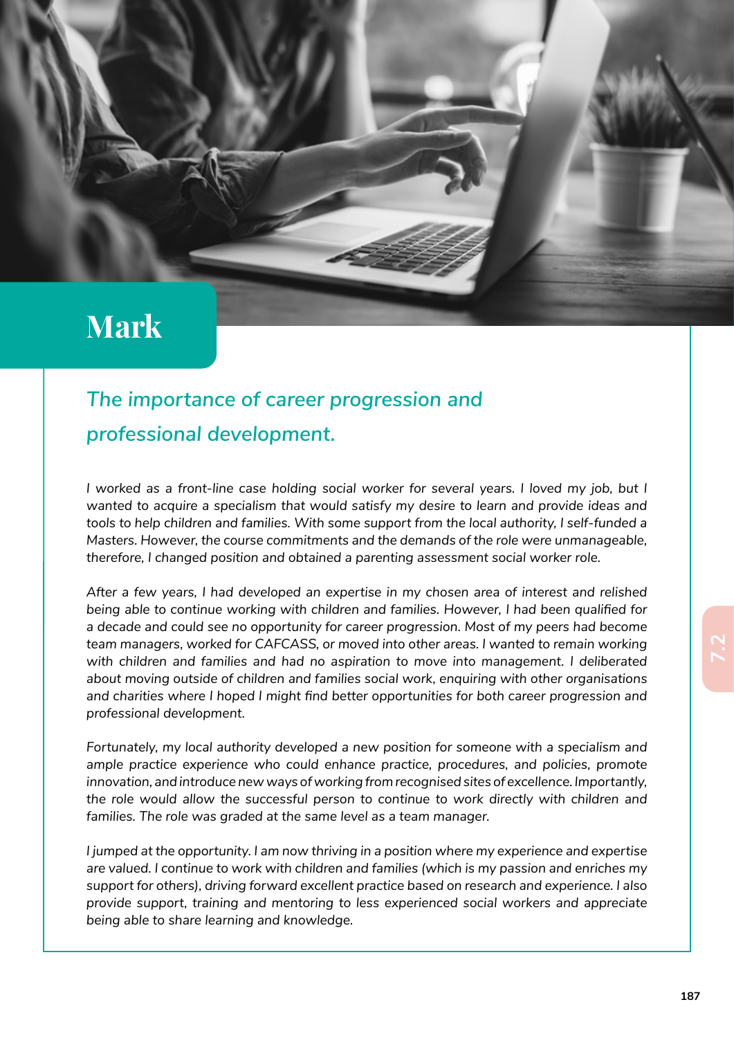# Mark

## *The importance of career progression and professional development.*

*I worked as a front-line case holding social worker for several years. I loved my job, but I wanted to acquire a specialism that would satisfy my desire to learn and provide ideas and tools to help children and families. With some support from the local authority, I self-funded a Masters. However, the course commitments and the demands of the role were unmanageable, therefore, I changed position and obtained a parenting assessment social worker role.*

*After a few years, I had developed an expertise in my chosen area of interest and relished being able to continue working with children and families. However, I had been qualified for a decade and could see no opportunity for career progression. Most of my peers had become team managers, worked for CAFCASS, or moved into other areas. I wanted to remain working with children and families and had no aspiration to move into management. I deliberated about moving outside of children and families social work, enquiring with other organisations and charities where I hoped I might find better opportunities for both career progression and professional development.*

*Fortunately, my local authority developed a new position for someone with a specialism and ample practice experience who could enhance practice, procedures, and policies, promote innovation, and introduce new ways of working from recognised sites of excellence. Importantly, the role would allow the successful person to continue to work directly with children and families. The role was graded at the same level as a team manager.*

*I jumped at the opportunity. I am now thriving in a position where my experience and expertise are valued. I continue to work with children and families (which is my passion and enriches my support for others), driving forward excellent practice based on research and experience. I also provide support, training and mentoring to less experienced social workers and appreciate being able to share learning and knowledge.*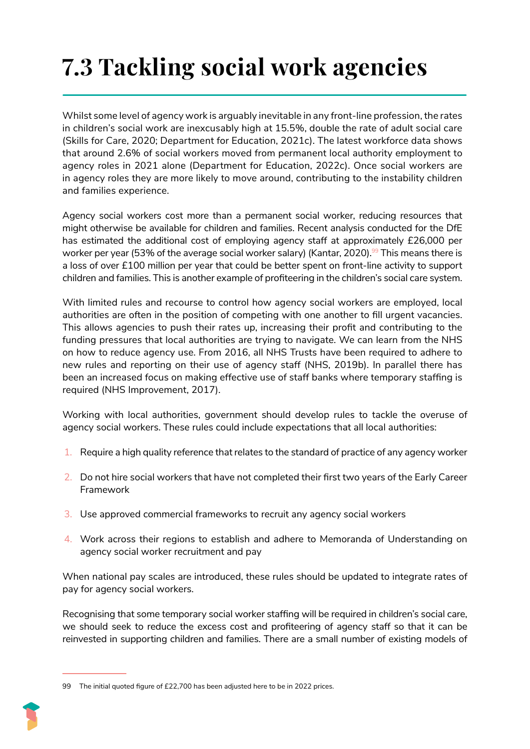# 7.3 Tackling social work agencies

Whilst some level of agency work is arguably inevitable in any front-line profession, the rates in children's social work are inexcusably high at 15.5%, double the rate of adult social care (Skills for Care, 2020; Department for Education, 2021c). The latest workforce data shows that around 2.6% of social workers moved from permanent local authority employment to agency roles in 2021 alone (Department for Education, 2022c). Once social workers are in agency roles they are more likely to move around, contributing to the instability children and families experience.

Agency social workers cost more than a permanent social worker, reducing resources that might otherwise be available for children and families. Recent analysis conducted for the DfE has estimated the additional cost of employing agency staff at approximately £26,000 per worker per year (53% of the average social worker salary) (Kantar, 2020).[99] This means there is a loss of over £100 million per year that could be better spent on front-line activity to support children and families. This is another example of profiteering in the children's social care system.

With limited rules and recourse to control how agency social workers are employed, local authorities are often in the position of competing with one another to fill urgent vacancies. This allows agencies to push their rates up, increasing their profit and contributing to the funding pressures that local authorities are trying to navigate. We can learn from the NHS on how to reduce agency use. From 2016, all NHS Trusts have been required to adhere to new rules and reporting on their use of agency staff (NHS, 2019b). In parallel there has been an increased focus on making effective use of staff banks where temporary staffing is required (NHS Improvement, 2017).

Working with local authorities, government should develop rules to tackle the overuse of agency social workers. These rules could include expectations that all local authorities:

1. Require a high quality reference that relates to the standard of practice of any agency worker
2. Do not hire social workers that have not completed their first two years of the Early Career Framework
3. Use approved commercial frameworks to recruit any agency social workers
4. Work across their regions to establish and adhere to Memoranda of Understanding on agency social worker recruitment and pay

When national pay scales are introduced, these rules should be updated to integrate rates of pay for agency social workers.

Recognising that some temporary social worker staffing will be required in children's social care, we should seek to reduce the excess cost and profiteering of agency staff so that it can be reinvested in supporting children and families. There are a small number of existing models of

---

99 The initial quoted figure of £22,700 has been adjusted here to be in 2022 prices.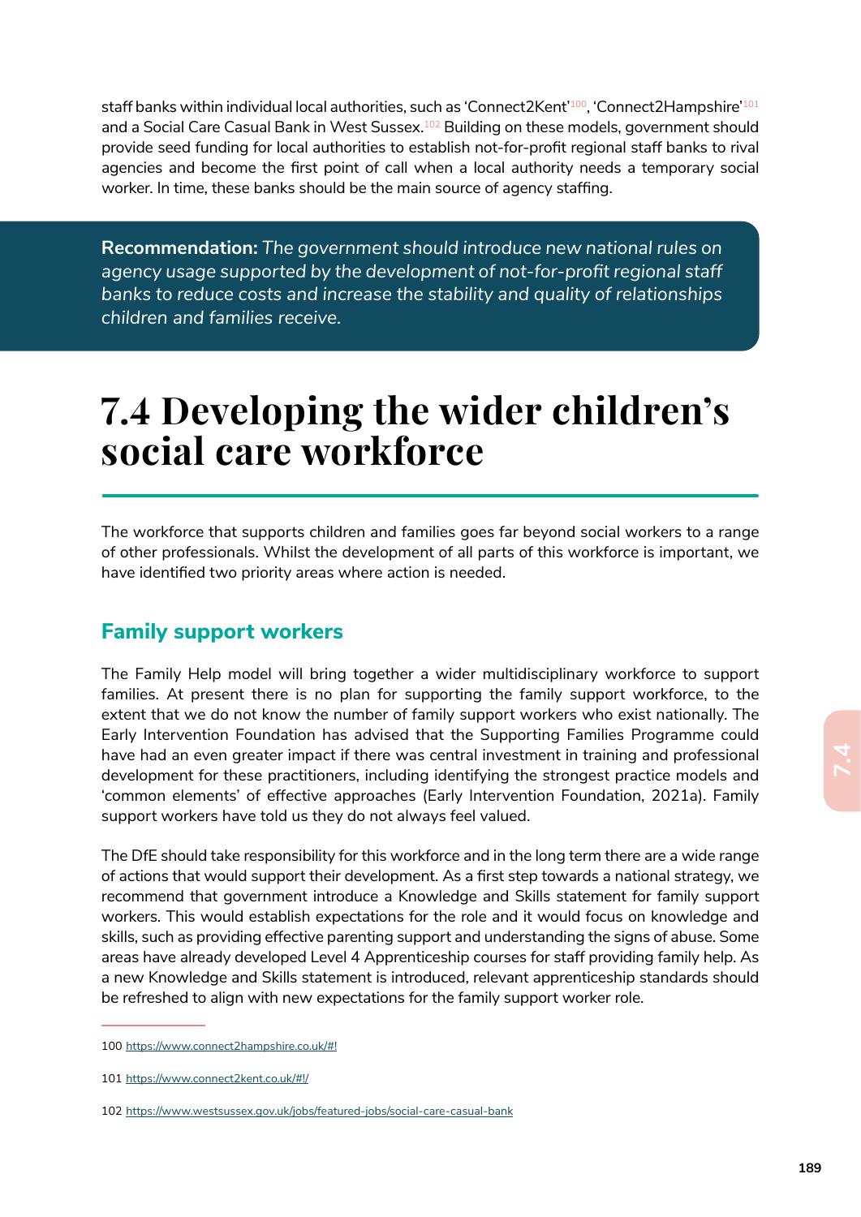staff banks within individual local authorities, such as 'Connect2Kent'[100], 'Connect2Hampshire'[101] and a Social Care Casual Bank in West Sussex.[102] Building on these models, government should provide seed funding for local authorities to establish not-for-profit regional staff banks to rival agencies and become the first point of call when a local authority needs a temporary social worker. In time, these banks should be the main source of agency staffing.

**Recommendation:** *The government should introduce new national rules on agency usage supported by the development of not-for-profit regional staff banks to reduce costs and increase the stability and quality of relationships children and families receive.*

# 7.4 Developing the wider children's social care workforce

The workforce that supports children and families goes far beyond social workers to a range of other professionals. Whilst the development of all parts of this workforce is important, we have identified two priority areas where action is needed.

## Family support workers

The Family Help model will bring together a wider multidisciplinary workforce to support families. At present there is no plan for supporting the family support workforce, to the extent that we do not know the number of family support workers who exist nationally. The Early Intervention Foundation has advised that the Supporting Families Programme could have had an even greater impact if there was central investment in training and professional development for these practitioners, including identifying the strongest practice models and 'common elements' of effective approaches (Early Intervention Foundation, 2021a). Family support workers have told us they do not always feel valued.

The DfE should take responsibility for this workforce and in the long term there are a wide range of actions that would support their development. As a first step towards a national strategy, we recommend that government introduce a Knowledge and Skills statement for family support workers. This would establish expectations for the role and it would focus on knowledge and skills, such as providing effective parenting support and understanding the signs of abuse. Some areas have already developed Level 4 Apprenticeship courses for staff providing family help. As a new Knowledge and Skills statement is introduced, relevant apprenticeship standards should be refreshed to align with new expectations for the family support worker role.

---

100 https://www.connect2hampshire.co.uk/#!

101 https://www.connect2kent.co.uk/#!/

102 https://www.westsussex.gov.uk/jobs/featured-jobs/social-care-casual-bank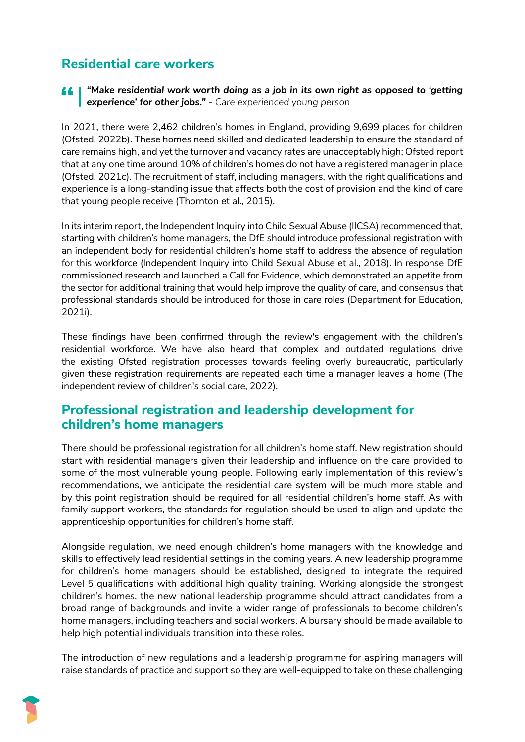## Residential care workers

> ***"Make residential work worth doing as a job in its own right as opposed to 'getting experience' for other jobs."*** *- Care experienced young person*

In 2021, there were 2,462 children's homes in England, providing 9,699 places for children (Ofsted, 2022b). These homes need skilled and dedicated leadership to ensure the standard of care remains high, and yet the turnover and vacancy rates are unacceptably high; Ofsted report that at any one time around 10% of children's homes do not have a registered manager in place (Ofsted, 2021c). The recruitment of staff, including managers, with the right qualifications and experience is a long-standing issue that affects both the cost of provision and the kind of care that young people receive (Thornton et al., 2015).

In its interim report, the Independent Inquiry into Child Sexual Abuse (IICSA) recommended that, starting with children's home managers, the DfE should introduce professional registration with an independent body for residential children's home staff to address the absence of regulation for this workforce (Independent Inquiry into Child Sexual Abuse et al., 2018). In response DfE commissioned research and launched a Call for Evidence, which demonstrated an appetite from the sector for additional training that would help improve the quality of care, and consensus that professional standards should be introduced for those in care roles (Department for Education, 2021i).

These findings have been confirmed through the review's engagement with the children's residential workforce. We have also heard that complex and outdated regulations drive the existing Ofsted registration processes towards feeling overly bureaucratic, particularly given these registration requirements are repeated each time a manager leaves a home (The independent review of children's social care, 2022).

## Professional registration and leadership development for children's home managers

There should be professional registration for all children's home staff. New registration should start with residential managers given their leadership and influence on the care provided to some of the most vulnerable young people. Following early implementation of this review's recommendations, we anticipate the residential care system will be much more stable and by this point registration should be required for all residential children's home staff. As with family support workers, the standards for regulation should be used to align and update the apprenticeship opportunities for children's home staff.

Alongside regulation, we need enough children's home managers with the knowledge and skills to effectively lead residential settings in the coming years. A new leadership programme for children's home managers should be established, designed to integrate the required Level 5 qualifications with additional high quality training. Working alongside the strongest children's homes, the new national leadership programme should attract candidates from a broad range of backgrounds and invite a wider range of professionals to become children's home managers, including teachers and social workers. A bursary should be made available to help high potential individuals transition into these roles.

The introduction of new regulations and a leadership programme for aspiring managers will raise standards of practice and support so they are well-equipped to take on these challenging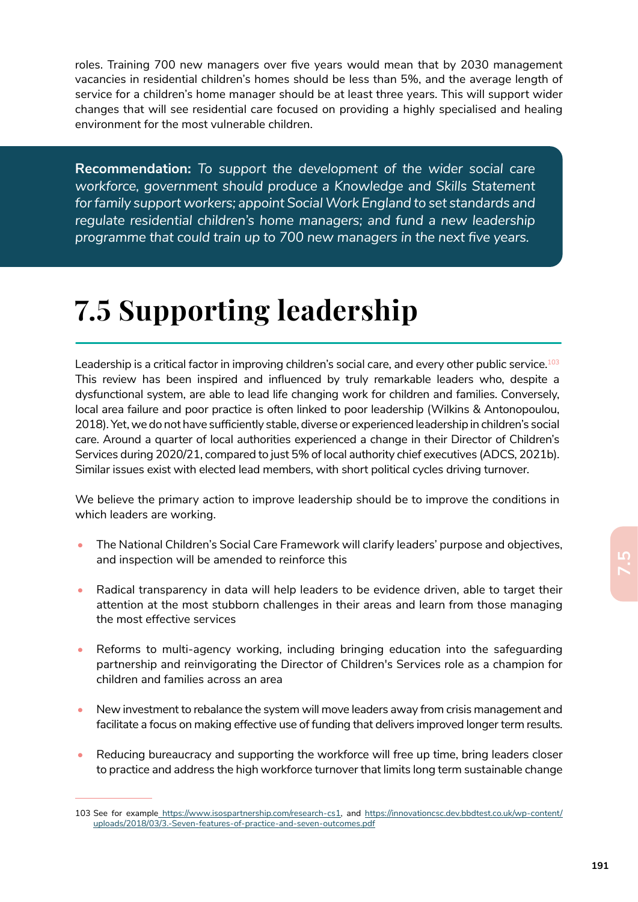roles. Training 700 new managers over five years would mean that by 2030 management vacancies in residential children's homes should be less than 5%, and the average length of service for a children's home manager should be at least three years. This will support wider changes that will see residential care focused on providing a highly specialised and healing environment for the most vulnerable children.

**Recommendation:** *To support the development of the wider social care workforce, government should produce a Knowledge and Skills Statement for family support workers; appoint Social Work England to set standards and regulate residential children's home managers; and fund a new leadership programme that could train up to 700 new managers in the next five years.*

# 7.5 Supporting leadership

Leadership is a critical factor in improving children's social care, and every other public service.[103] This review has been inspired and influenced by truly remarkable leaders who, despite a dysfunctional system, are able to lead life changing work for children and families. Conversely, local area failure and poor practice is often linked to poor leadership (Wilkins & Antonopoulou, 2018). Yet, we do not have sufficiently stable, diverse or experienced leadership in children's social care. Around a quarter of local authorities experienced a change in their Director of Children's Services during 2020/21, compared to just 5% of local authority chief executives (ADCS, 2021b). Similar issues exist with elected lead members, with short political cycles driving turnover.

We believe the primary action to improve leadership should be to improve the conditions in which leaders are working.

- The National Children's Social Care Framework will clarify leaders' purpose and objectives, and inspection will be amended to reinforce this
- Radical transparency in data will help leaders to be evidence driven, able to target their attention at the most stubborn challenges in their areas and learn from those managing the most effective services
- Reforms to multi-agency working, including bringing education into the safeguarding partnership and reinvigorating the Director of Children's Services role as a champion for children and families across an area
- New investment to rebalance the system will move leaders away from crisis management and facilitate a focus on making effective use of funding that delivers improved longer term results.
- Reducing bureaucracy and supporting the workforce will free up time, bring leaders closer to practice and address the high workforce turnover that limits long term sustainable change

103 See for example https://www.isospartnership.com/research-cs1, and https://innovationcsc.dev.bbdtest.co.uk/wp-content/uploads/2018/03/3.-Seven-features-of-practice-and-seven-outcomes.pdf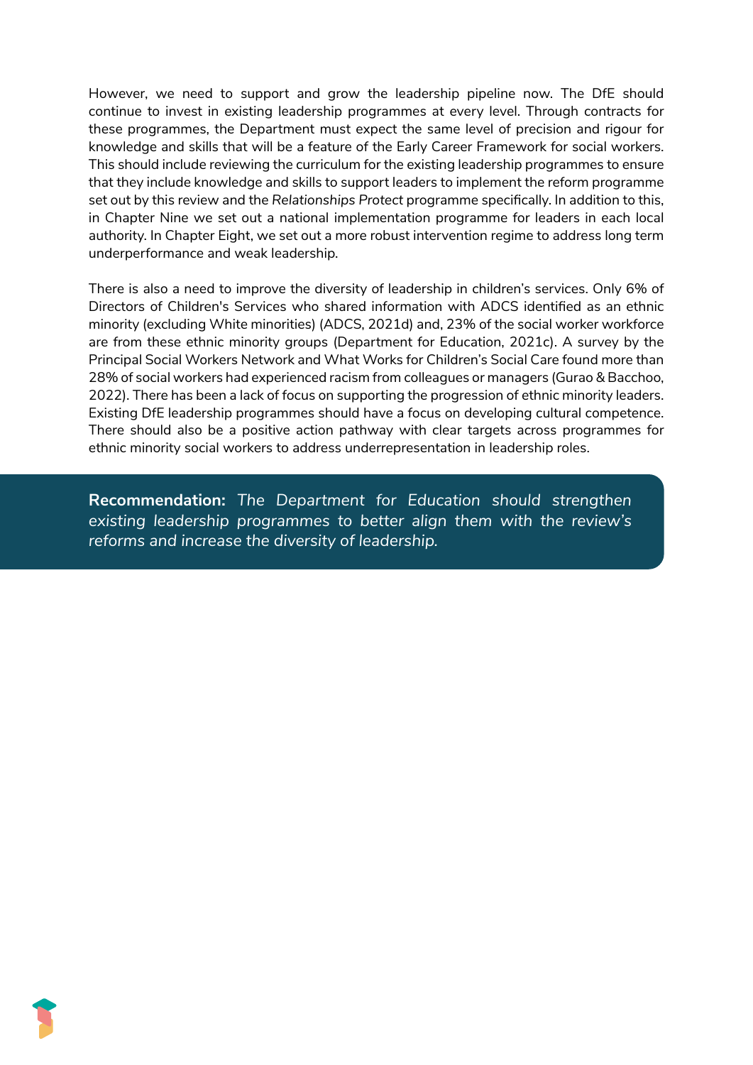However, we need to support and grow the leadership pipeline now. The DfE should continue to invest in existing leadership programmes at every level. Through contracts for these programmes, the Department must expect the same level of precision and rigour for knowledge and skills that will be a feature of the Early Career Framework for social workers. This should include reviewing the curriculum for the existing leadership programmes to ensure that they include knowledge and skills to support leaders to implement the reform programme set out by this review and the *Relationships Protect* programme specifically. In addition to this, in Chapter Nine we set out a national implementation programme for leaders in each local authority. In Chapter Eight, we set out a more robust intervention regime to address long term underperformance and weak leadership.

There is also a need to improve the diversity of leadership in children's services. Only 6% of Directors of Children's Services who shared information with ADCS identified as an ethnic minority (excluding White minorities) (ADCS, 2021d) and, 23% of the social worker workforce are from these ethnic minority groups (Department for Education, 2021c). A survey by the Principal Social Workers Network and What Works for Children's Social Care found more than 28% of social workers had experienced racism from colleagues or managers (Gurao & Bacchoo, 2022). There has been a lack of focus on supporting the progression of ethnic minority leaders. Existing DfE leadership programmes should have a focus on developing cultural competence. There should also be a positive action pathway with clear targets across programmes for ethnic minority social workers to address underrepresentation in leadership roles.

**Recommendation:** *The Department for Education should strengthen existing leadership programmes to better align them with the review's reforms and increase the diversity of leadership.*